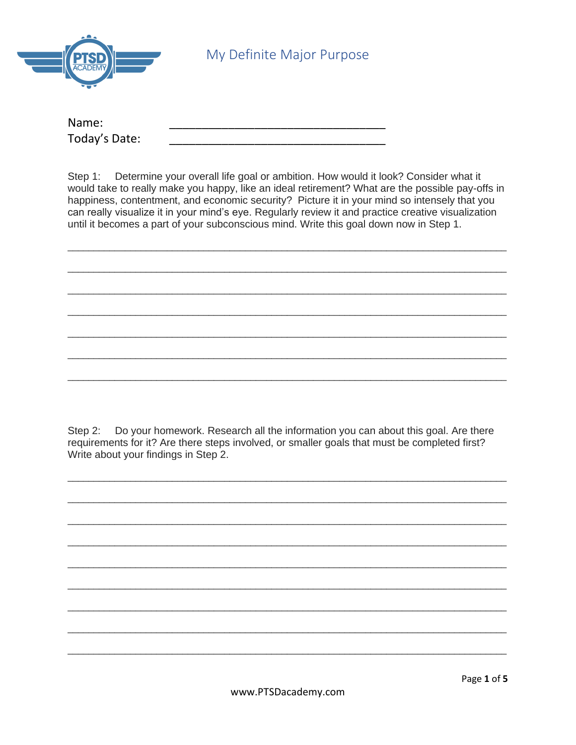# My Definite Major Purpose

Name: ________________________________

Today's Date: ________________________________

Step 1: Determine your overall life goal or ambition. How would it look? Consider what it would take to really make you happy, like an ideal retirement? What are the possible pay-offs in happiness, contentment, and economic security? Picture it in your mind so intensely that you can really visualize it in your mind's eye. Regularly review it and practice creative visualization until it becomes a part of your subconscious mind. Write this goal down now in Step 1.

________________________________________________________________________________

________________________________________________________________________________

________________________________________________________________________________

________________________________________________________________________________

________________________________________________________________________________

________________________________________________________________________________

________________________________________________________________________________

Step 2: Do your homework. Research all the information you can about this goal. Are there requirements for it? Are there steps involved, or smaller goals that must be completed first? Write about your findings in Step 2.

________________________________________________________________________________

________________________________________________________________________________

________________________________________________________________________________

________________________________________________________________________________

________________________________________________________________________________

________________________________________________________________________________

________________________________________________________________________________

________________________________________________________________________________

________________________________________________________________________________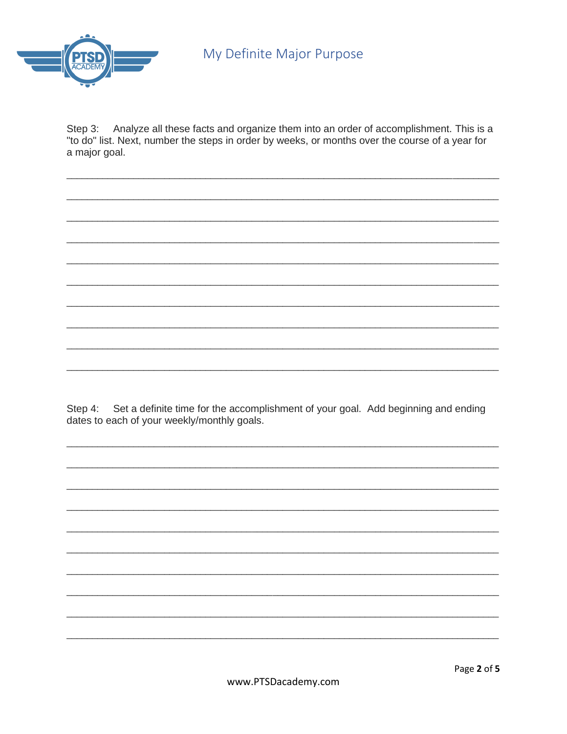Step 3: Analyze all these facts and organize them into an order of accomplishment. This is a "to do" list. Next, number the steps in order by weeks, or months over the course of a year for a major goal.

______________________________________________________________________________

______________________________________________________________________________

______________________________________________________________________________

______________________________________________________________________________

______________________________________________________________________________

______________________________________________________________________________

______________________________________________________________________________

______________________________________________________________________________

______________________________________________________________________________

______________________________________________________________________________

Step 4: Set a definite time for the accomplishment of your goal. Add beginning and ending dates to each of your weekly/monthly goals.

______________________________________________________________________________

______________________________________________________________________________

______________________________________________________________________________

______________________________________________________________________________

______________________________________________________________________________

______________________________________________________________________________

______________________________________________________________________________

______________________________________________________________________________

______________________________________________________________________________

______________________________________________________________________________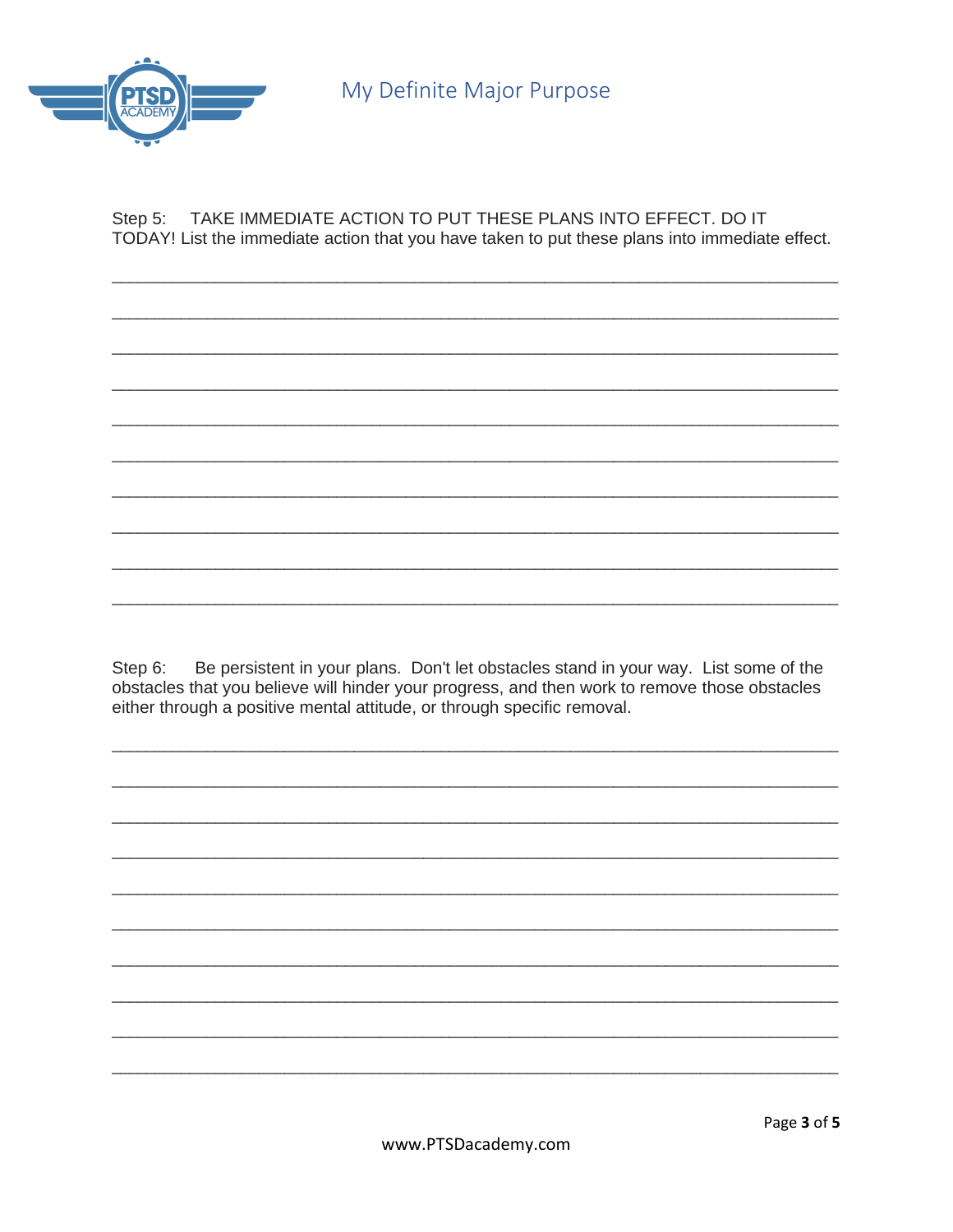Step 5: TAKE IMMEDIATE ACTION TO PUT THESE PLANS INTO EFFECT. DO IT TODAY! List the immediate action that you have taken to put these plans into immediate effect.

______________________________________________________________________________

______________________________________________________________________________

______________________________________________________________________________

______________________________________________________________________________

______________________________________________________________________________

______________________________________________________________________________

______________________________________________________________________________

______________________________________________________________________________

______________________________________________________________________________

______________________________________________________________________________

Step 6: Be persistent in your plans. Don't let obstacles stand in your way. List some of the obstacles that you believe will hinder your progress, and then work to remove those obstacles either through a positive mental attitude, or through specific removal.

______________________________________________________________________________

______________________________________________________________________________

______________________________________________________________________________

______________________________________________________________________________

______________________________________________________________________________

______________________________________________________________________________

______________________________________________________________________________

______________________________________________________________________________

______________________________________________________________________________

______________________________________________________________________________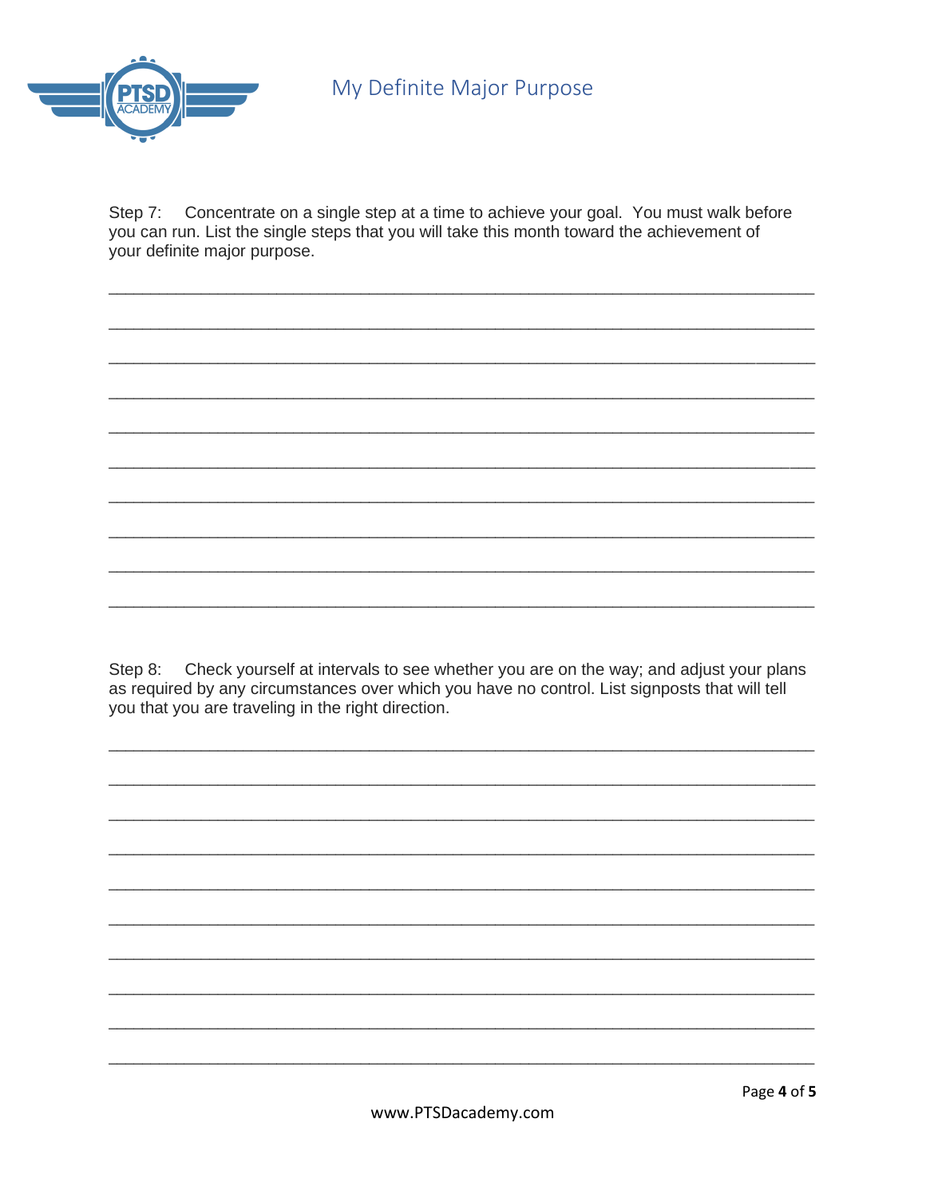Step 7: Concentrate on a single step at a time to achieve your goal. You must walk before you can run. List the single steps that you will take this month toward the achievement of your definite major purpose.

___________________________________________________________________________

___________________________________________________________________________

___________________________________________________________________________

___________________________________________________________________________

___________________________________________________________________________

___________________________________________________________________________

___________________________________________________________________________

___________________________________________________________________________

___________________________________________________________________________

___________________________________________________________________________

Step 8: Check yourself at intervals to see whether you are on the way; and adjust your plans as required by any circumstances over which you have no control. List signposts that will tell you that you are traveling in the right direction.

___________________________________________________________________________

___________________________________________________________________________

___________________________________________________________________________

___________________________________________________________________________

___________________________________________________________________________

___________________________________________________________________________

___________________________________________________________________________

___________________________________________________________________________

___________________________________________________________________________

___________________________________________________________________________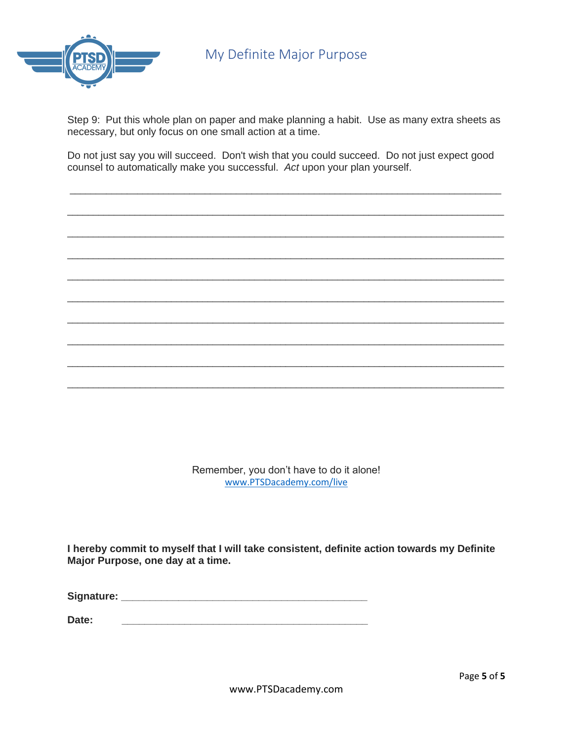# My Definite Major Purpose

Step 9: Put this whole plan on paper and make planning a habit. Use as many extra sheets as necessary, but only focus on one small action at a time.

Do not just say you will succeed. Don't wish that you could succeed. Do not just expect good counsel to automatically make you successful. *Act* upon your plan yourself.

_______________________________________________________________________

_______________________________________________________________________

_______________________________________________________________________

_______________________________________________________________________

_______________________________________________________________________

_______________________________________________________________________

_______________________________________________________________________

_______________________________________________________________________

_______________________________________________________________________

_______________________________________________________________________

Remember, you don't have to do it alone!
www.PTSDacademy.com/live

**I hereby commit to myself that I will take consistent, definite action towards my Definite Major Purpose, one day at a time.**

**Signature:** ________________________________________

**Date:** ________________________________________